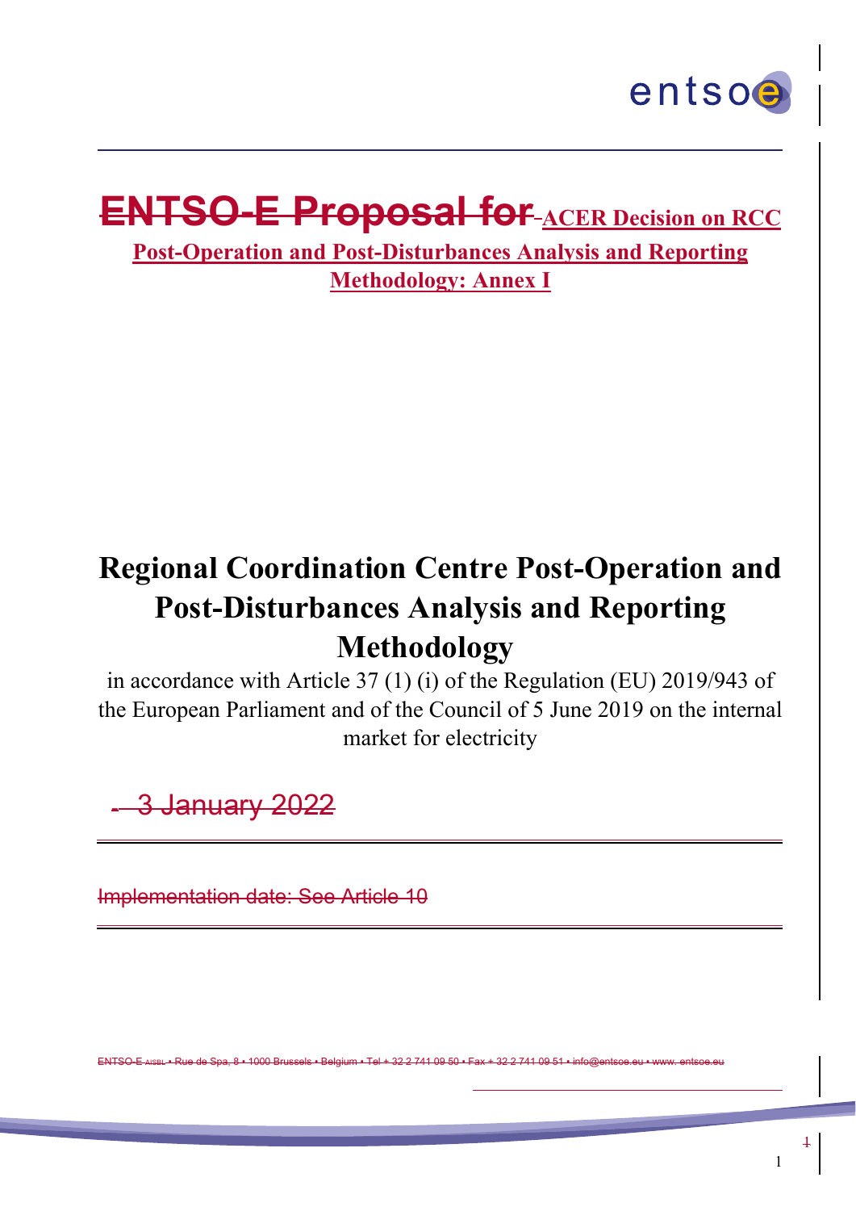# ~~ENTSO-E Proposal for~~ ACER Decision on RCC Post-Operation and Post-Disturbances Analysis and Reporting Methodology: Annex I

# Regional Coordination Centre Post-Operation and Post-Disturbances Analysis and Reporting Methodology

in accordance with Article 37 (1) (i) of the Regulation (EU) 2019/943 of the European Parliament and of the Council of 5 June 2019 on the internal market for electricity

~~3 January 2022~~

~~Implementation date: See Article 10~~

~~ENTSO-E AISBL • Rue de Spa, 8 • 1000 Brussels • Belgium • Tel + 32 2 741 09 50 • Fax + 32 2 741 09 51 • info@entsoe.eu • www. entsoe.eu~~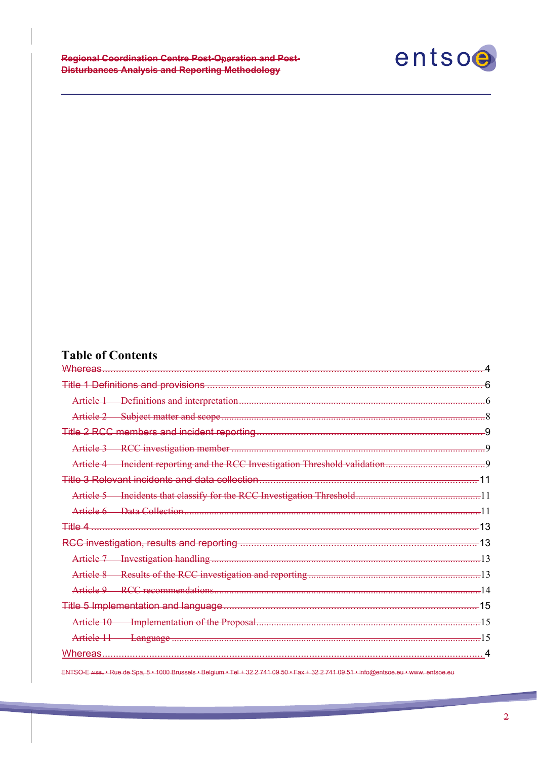## Table of Contents

Whereas....4

Title 1 Definitions and provisions ....6

Article 1 Definitions and interpretation....6

Article 2 Subject matter and scope....8

Title 2 RCC members and incident reporting....9

Article 3 RCC investigation member....9

Article 4 Incident reporting and the RCC Investigation Threshold validation....9

Title 3 Relevant incidents and data collection....11

Article 5 Incidents that classify for the RCC Investigation Threshold....11

Article 6 Data Collection....11

Title 4....13

RCC investigation, results and reporting....13

Article 7 Investigation handling....13

Article 8 Results of the RCC investigation and reporting....13

Article 9 RCC recommendations....14

Title 5 Implementation and language....15

Article 10 Implementation of the Proposal....15

Article 11 Language....15

Whereas....4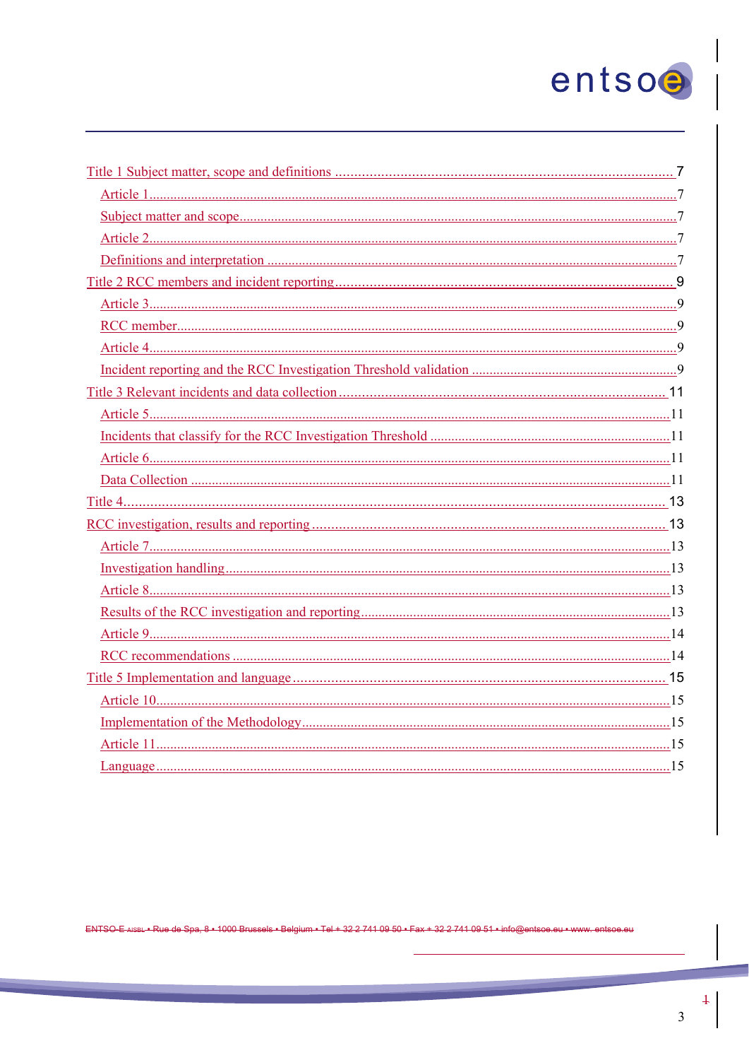Title 1 Subject matter, scope and definitions ........................................................................................ 7

Article 1........................................................................................................................................7

Subject matter and scope...............................................................................................................7

Article 2........................................................................................................................................7

Definitions and interpretation ......................................................................................................7

Title 2 RCC members and incident reporting........................................................................................ 9

Article 3........................................................................................................................................9

RCC member................................................................................................................................9

Article 4........................................................................................................................................9

Incident reporting and the RCC Investigation Threshold validation ...........................................9

Title 3 Relevant incidents and data collection ...................................................................................... 11

Article 5......................................................................................................................................11

Incidents that classify for the RCC Investigation Threshold .....................................................11

Article 6......................................................................................................................................11

Data Collection ..........................................................................................................................11

Title 4.................................................................................................................................................. 13

RCC investigation, results and reporting ............................................................................................ 13

Article 7......................................................................................................................................13

Investigation handling................................................................................................................13

Article 8......................................................................................................................................13

Results of the RCC investigation and reporting.........................................................................13

Article 9......................................................................................................................................14

RCC recommendations ..............................................................................................................14

Title 5 Implementation and language.................................................................................................. 15

Article 10....................................................................................................................................15

Implementation of the Methodology..........................................................................................15

Article 11....................................................................................................................................15

Language....................................................................................................................................15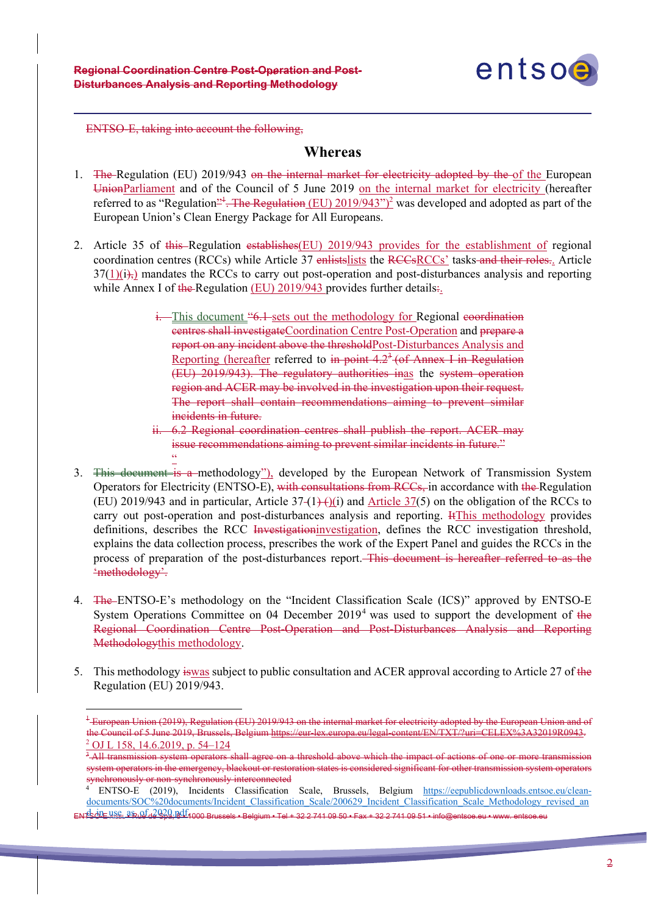~~ENTSO-E, taking into account the following,~~

## Whereas

1. ~~The~~ Regulation (EU) 2019/943 ~~on the internal market for electricity adopted by the~~ of the European ~~Union~~Parliament and of the Council of 5 June 2019 on the internal market for electricity (hereafter referred to as "Regulation~~"[1]. The Regulation~~ (EU) 2019/943")[2] was developed and adopted as part of the European Union's Clean Energy Package for All Europeans.

2. Article 35 of ~~this~~ Regulation ~~establishes~~(EU) 2019/943 provides for the establishment of regional coordination centres (RCCs) while Article 37 ~~enlists~~lists the ~~RCCs~~RCCs' tasks ~~and their roles:~~. Article 37(1)(i~~),~~) mandates the RCCs to carry out post-operation and post-disturbances analysis and reporting while Annex I of ~~the~~ Regulation (EU) 2019/943 provides further details~~:~~.

   ~~i.~~ This document "~~6.1~~ sets out the methodology for Regional ~~coordination centres shall investigate~~Coordination Centre Post-Operation and ~~prepare a report on any incident above the threshold~~Post-Disturbances Analysis and Reporting (hereafter referred to ~~in point 4.2[3] (of Annex I in Regulation (EU) 2019/943). The regulatory authorities in~~as the ~~system operation region and ACER may be involved in the investigation upon their request. The report shall contain recommendations aiming to prevent similar incidents in future.~~

   ~~ii. 6.2 Regional coordination centres shall publish the report. ACER may issue recommendations aiming to prevent similar incidents in future."~~

   "

3. ~~This document is a~~ methodology"), developed by the European Network of Transmission System Operators for Electricity (ENTSO-E), ~~with consultations from RCCs,~~ in accordance with ~~the~~ Regulation (EU) 2019/943 and in particular, Article 37(1)(i) and Article 37(5) on the obligation of the RCCs to carry out post-operation and post-disturbances analysis and reporting. ~~It~~This methodology provides definitions, describes the RCC ~~Investigation~~investigation, defines the RCC investigation threshold, explains the data collection process, prescribes the work of the Expert Panel and guides the RCCs in the process of preparation of the post-disturbances report. ~~This document is hereafter referred to as the 'methodology'.~~

4. ~~The~~ ENTSO-E's methodology on the "Incident Classification Scale (ICS)" approved by ENTSO-E System Operations Committee on 04 December 2019[4] was used to support the development of ~~the Regional Coordination Centre Post-Operation and Post-Disturbances Analysis and Reporting Methodology~~this methodology.

5. This methodology ~~is~~was subject to public consultation and ACER approval according to Article 27 of ~~the~~ Regulation (EU) 2019/943.

---

~~[1] European Union (2019), Regulation (EU) 2019/943 on the internal market for electricity adopted by the European Union and of the Council of 5 June 2019, Brussels, Belgium https://eur-lex.europa.eu/legal-content/EN/TXT/?uri=CELEX%3A32019R0943.~~

[2] OJ L 158, 14.6.2019, p. 54–124

~~[3] All transmission system operators shall agree on a threshold above which the impact of actions of one or more transmission system operators in the emergency, blackout or restoration states is considered significant for other transmission system operators synchronously or non-synchronously interconnected~~

[4] ENTSO-E (2019), Incidents Classification Scale, Brussels, Belgium https://eepublicdownloads.entsoe.eu/clean-documents/SOC%20documents/Incident_Classification_Scale/200629_Incident_Classification_Scale_Methodology_revised_and_in_use_as_of_2020.pdf.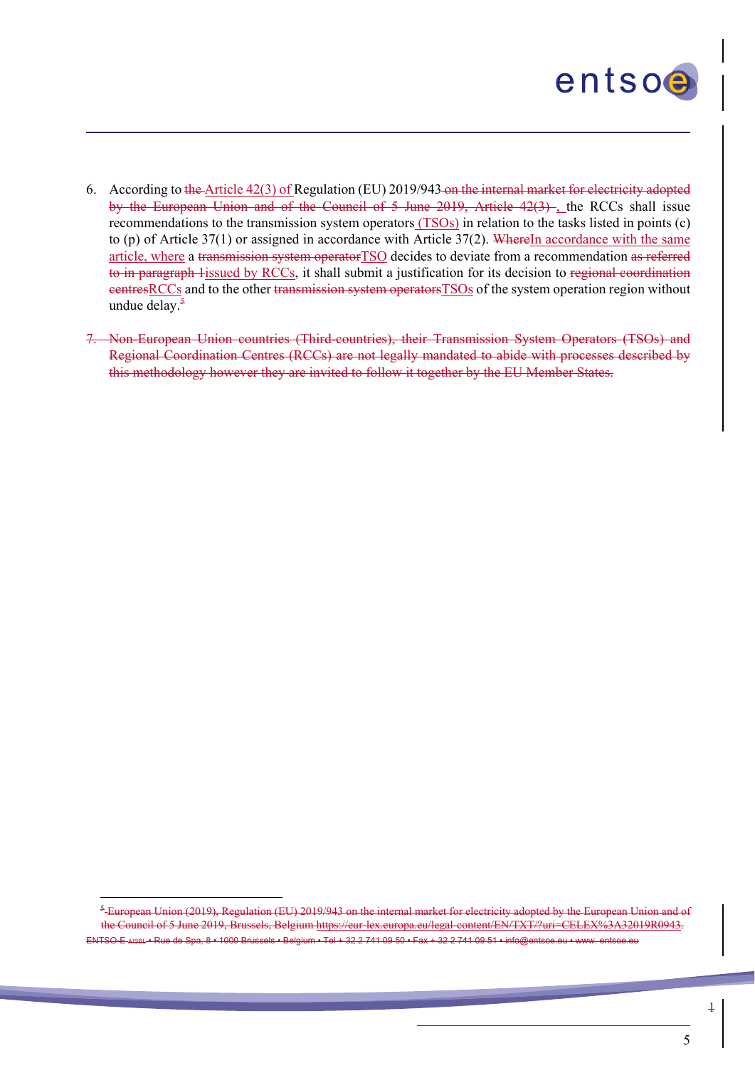6. According to ~~the~~ Article 42(3) of Regulation (EU) 2019/943 ~~on the internal market for electricity adopted by the European Union and of the Council of 5 June 2019, Article 42(3)~~ , the RCCs shall issue recommendations to the transmission system operators (TSOs) in relation to the tasks listed in points (c) to (p) of Article 37(1) or assigned in accordance with Article 37(2). ~~Where~~In accordance with the same article, where a ~~transmission system operator~~TSO decides to deviate from a recommendation ~~as referred to in paragraph 1~~issued by RCCs, it shall submit a justification for its decision to ~~regional coordination centres~~RCCs and to the other ~~transmission system operators~~TSOs of the system operation region without undue delay.[5]

7. ~~Non-European Union countries (Third-countries), their Transmission System Operators (TSOs) and Regional Coordination Centres (RCCs) are not legally mandated to abide with processes described by this methodology however they are invited to follow it together by the EU Member States.~~

---

[5] ~~European Union (2019), Regulation (EU) 2019/943 on the internal market for electricity adopted by the European Union and of the Council of 5 June 2019, Brussels, Belgium https://eur-lex.europa.eu/legal-content/EN/TXT/?uri=CELEX%3A32019R0943.~~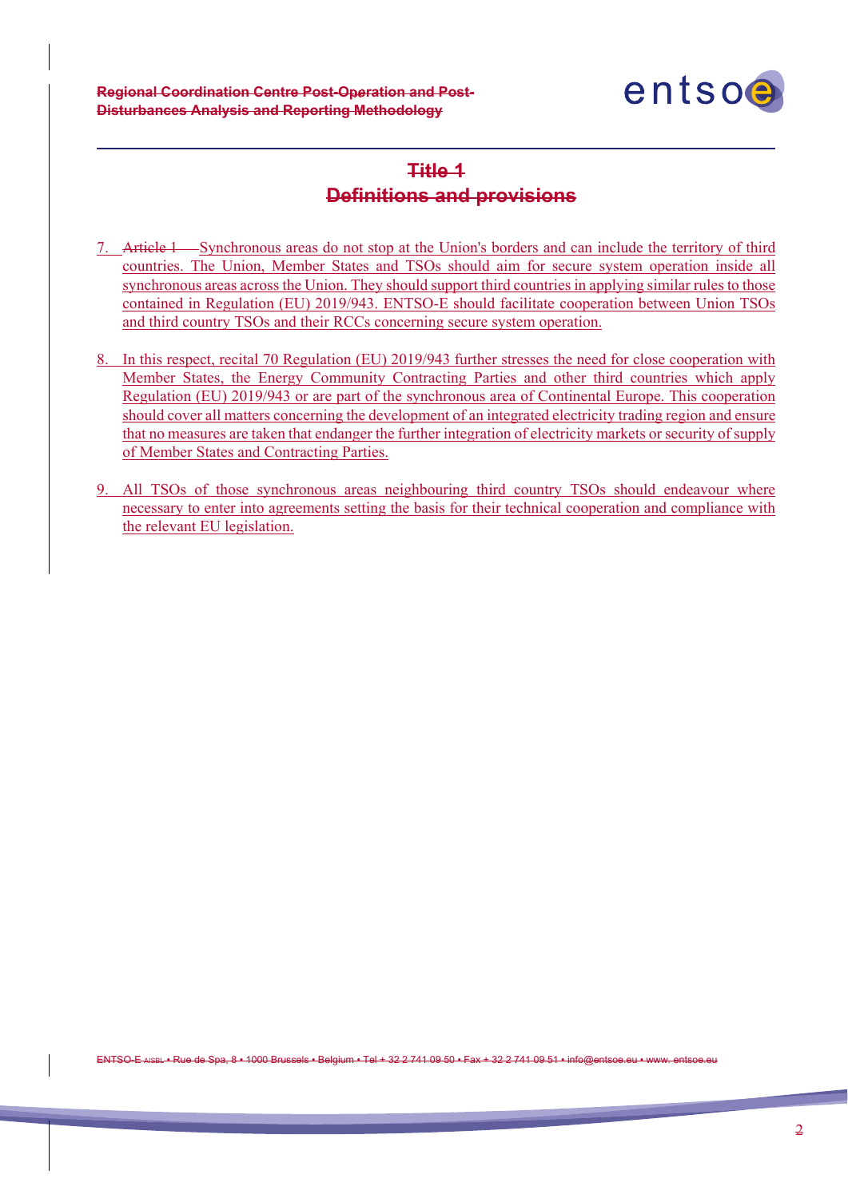# Title 1
## Definitions and provisions

7. Article 1 Synchronous areas do not stop at the Union's borders and can include the territory of third countries. The Union, Member States and TSOs should aim for secure system operation inside all synchronous areas across the Union. They should support third countries in applying similar rules to those contained in Regulation (EU) 2019/943. ENTSO-E should facilitate cooperation between Union TSOs and third country TSOs and their RCCs concerning secure system operation.

8. In this respect, recital 70 Regulation (EU) 2019/943 further stresses the need for close cooperation with Member States, the Energy Community Contracting Parties and other third countries which apply Regulation (EU) 2019/943 or are part of the synchronous area of Continental Europe. This cooperation should cover all matters concerning the development of an integrated electricity trading region and ensure that no measures are taken that endanger the further integration of electricity markets or security of supply of Member States and Contracting Parties.

9. All TSOs of those synchronous areas neighbouring third country TSOs should endeavour where necessary to enter into agreements setting the basis for their technical cooperation and compliance with the relevant EU legislation.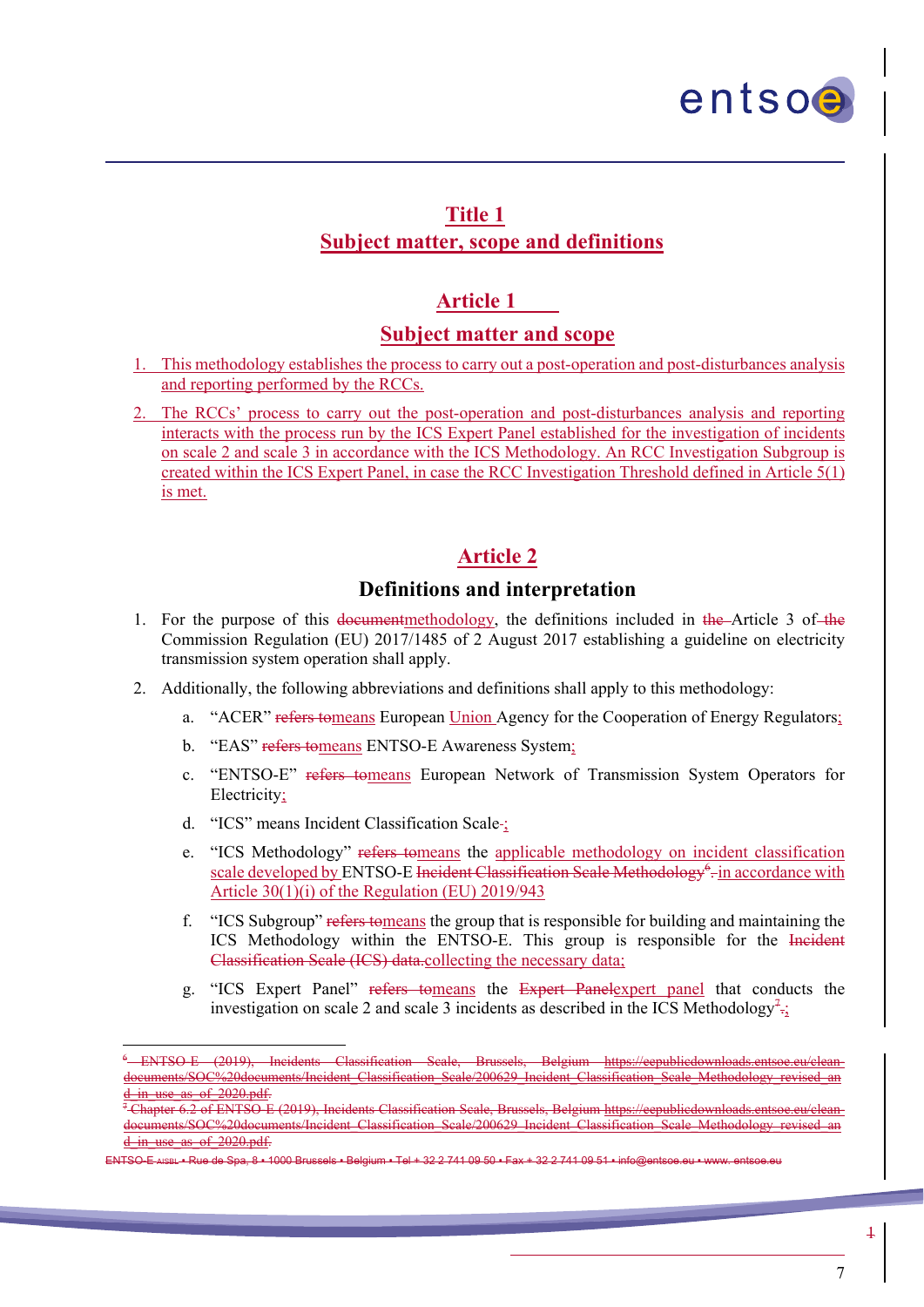# Title 1
# Subject matter, scope and definitions

## Article 1
## Subject matter and scope

1. This methodology establishes the process to carry out a post-operation and post-disturbances analysis and reporting performed by the RCCs.
2. The RCCs' process to carry out the post-operation and post-disturbances analysis and reporting interacts with the process run by the ICS Expert Panel established for the investigation of incidents on scale 2 and scale 3 in accordance with the ICS Methodology. An RCC Investigation Subgroup is created within the ICS Expert Panel, in case the RCC Investigation Threshold defined in Article 5(1) is met.

## Article 2
## Definitions and interpretation

1. For the purpose of this methodology, the definitions included in Article 3 of Commission Regulation (EU) 2017/1485 of 2 August 2017 establishing a guideline on electricity transmission system operation shall apply.
2. Additionally, the following abbreviations and definitions shall apply to this methodology:
   a. "ACER" means European Union Agency for the Cooperation of Energy Regulators;
   b. "EAS" means ENTSO-E Awareness System;
   c. "ENTSO-E" means European Network of Transmission System Operators for Electricity;
   d. "ICS" means Incident Classification Scale;
   e. "ICS Methodology" means the applicable methodology on incident classification scale developed by ENTSO-E in accordance with Article 30(1)(i) of the Regulation (EU) 2019/943
   f. "ICS Subgroup" means the group that is responsible for building and maintaining the ICS Methodology within the ENTSO-E. This group is responsible for the collecting the necessary data;
   g. "ICS Expert Panel" means the expert panel that conducts the investigation on scale 2 and scale 3 incidents as described in the ICS Methodology;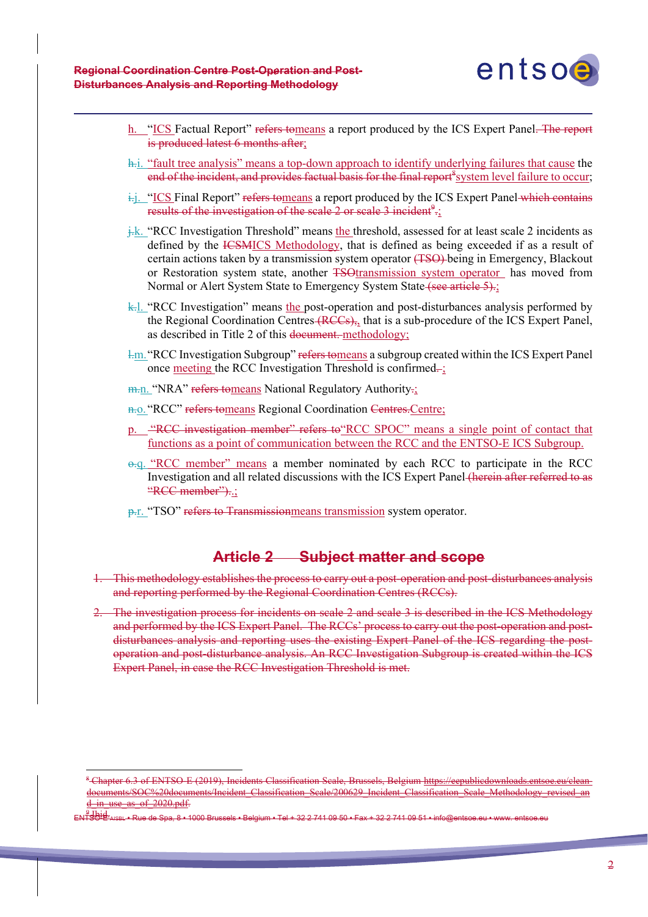h. “ICS Factual Report” ~~refers to~~means a report produced by the ICS Expert Panel~~. The report is produced latest 6 months after~~;

~~h.~~i. “fault tree analysis” means a top-down approach to identify underlying failures that cause the ~~end of the incident, and provides factual basis for the final report[8]~~system level failure to occur;

~~i.~~j. “ICS Final Report” ~~refers to~~means a report produced by the ICS Expert Panel ~~which contains results of the investigation of the scale 2 or scale 3 incident[9].~~;

~~j.~~k. “RCC Investigation Threshold” means the threshold, assessed for at least scale 2 incidents as defined by the ~~ICSM~~ICS Methodology, that is defined as being exceeded if as a result of certain actions taken by a transmission system operator ~~(TSO)~~ being in Emergency, Blackout or Restoration system state, another ~~TSO~~transmission system operator has moved from Normal or Alert System State to Emergency System State ~~(see article 5).~~;

~~k.~~l. “RCC Investigation” means the post-operation and post-disturbances analysis performed by the Regional Coordination Centres ~~(RCCs),~~, that is a sub-procedure of the ICS Expert Panel, as described in Title 2 of this ~~document.~~ methodology;

~~l.~~m. “RCC Investigation Subgroup” ~~refers to~~means a subgroup created within the ICS Expert Panel once meeting the RCC Investigation Threshold is confirmed~~.~~;

~~m.~~n. “NRA” ~~refers to~~means National Regulatory Authority~~.~~;

~~n.~~o. “RCC” ~~refers to~~means Regional Coordination ~~Centres.~~Centre;

p. ~~“RCC investigation member” refers to~~“RCC SPOC” means a single point of contact that functions as a point of communication between the RCC and the ENTSO-E ICS Subgroup.

~~o.~~q. “RCC member” means a member nominated by each RCC to participate in the RCC Investigation and all related discussions with the ICS Expert Panel ~~(herein after referred to as “RCC member”).~~;

~~p.~~r. “TSO” ~~refers to Transmission~~means transmission system operator.

## Article 2 Subject matter and scope

1. ~~This methodology establishes the process to carry out a post-operation and post-disturbances analysis and reporting performed by the Regional Coordination Centres (RCCs).~~

2. ~~The investigation process for incidents on scale 2 and scale 3 is described in the ICS Methodology and performed by the ICS Expert Panel. The RCCs' process to carry out the post-operation and post-disturbances analysis and reporting uses the existing Expert Panel of the ICS regarding the post-operation and post-disturbance analysis. An RCC Investigation Subgroup is created within the ICS Expert Panel, in case the RCC Investigation Threshold is met.~~

---

~~[8] Chapter 6.3 of ENTSO-E (2019), Incidents Classification Scale, Brussels, Belgium https://eepublicdownloads.entsoe.eu/clean-documents/SOC%20documents/Incident_Classification_Scale/200629_Incident_Classification_Scale_Methodology_revised_and_in_use_as_of_2020.pdf.~~

~~[9] Ibid.~~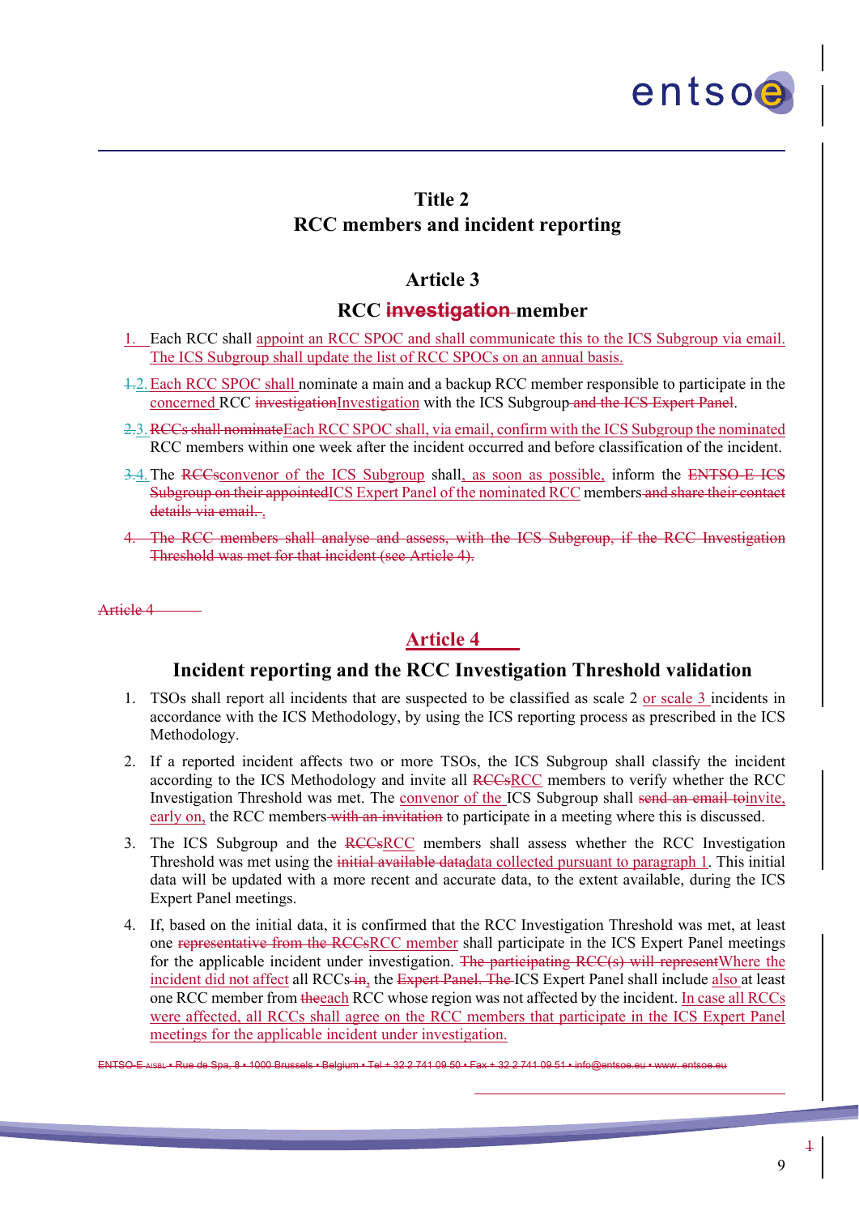# Title 2
# RCC members and incident reporting

## Article 3

### RCC ~~investigation~~ member

1. Each RCC shall appoint an RCC SPOC and shall communicate this to the ICS Subgroup via email. The ICS Subgroup shall update the list of RCC SPOCs on an annual basis.

2. ~~1.~~ Each RCC SPOC shall nominate a main and a backup RCC member responsible to participate in the concerned RCC ~~investigation~~Investigation with the ICS Subgroup ~~and the ICS Expert Panel~~.

3. ~~2.~~ ~~RCCs shall nominate~~Each RCC SPOC shall, via email, confirm with the ICS Subgroup the nominated RCC members within one week after the incident occurred and before classification of the incident.

4. ~~3.~~ The ~~RCCs~~convenor of the ICS Subgroup shall, as soon as possible, inform the ~~ENTSO-E ICS Subgroup on their appointed~~ICS Expert Panel of the nominated RCC members ~~and share their contact details via email.~~ .

~~4. The RCC members shall analyse and assess, with the ICS Subgroup, if the RCC Investigation Threshold was met for that incident (see Article 4).~~

~~Article 4~~

## Article 4

### Incident reporting and the RCC Investigation Threshold validation

1. TSOs shall report all incidents that are suspected to be classified as scale 2 or scale 3 incidents in accordance with the ICS Methodology, by using the ICS reporting process as prescribed in the ICS Methodology.

2. If a reported incident affects two or more TSOs, the ICS Subgroup shall classify the incident according to the ICS Methodology and invite all ~~RCCs~~RCC members to verify whether the RCC Investigation Threshold was met. The convenor of the ICS Subgroup shall ~~send an email to~~invite, early on, the RCC members ~~with an invitation~~ to participate in a meeting where this is discussed.

3. The ICS Subgroup and the ~~RCCs~~RCC members shall assess whether the RCC Investigation Threshold was met using the ~~initial available data~~data collected pursuant to paragraph 1. This initial data will be updated with a more recent and accurate data, to the extent available, during the ICS Expert Panel meetings.

4. If, based on the initial data, it is confirmed that the RCC Investigation Threshold was met, at least one ~~representative from the RCCs~~RCC member shall participate in the ICS Expert Panel meetings for the applicable incident under investigation. ~~The participating RCC(s) will represent~~Where the incident did not affect all RCCs ~~in~~, the ~~Expert Panel. The~~ ICS Expert Panel shall include also at least one RCC member from ~~the~~each RCC whose region was not affected by the incident. In case all RCCs were affected, all RCCs shall agree on the RCC members that participate in the ICS Expert Panel meetings for the applicable incident under investigation.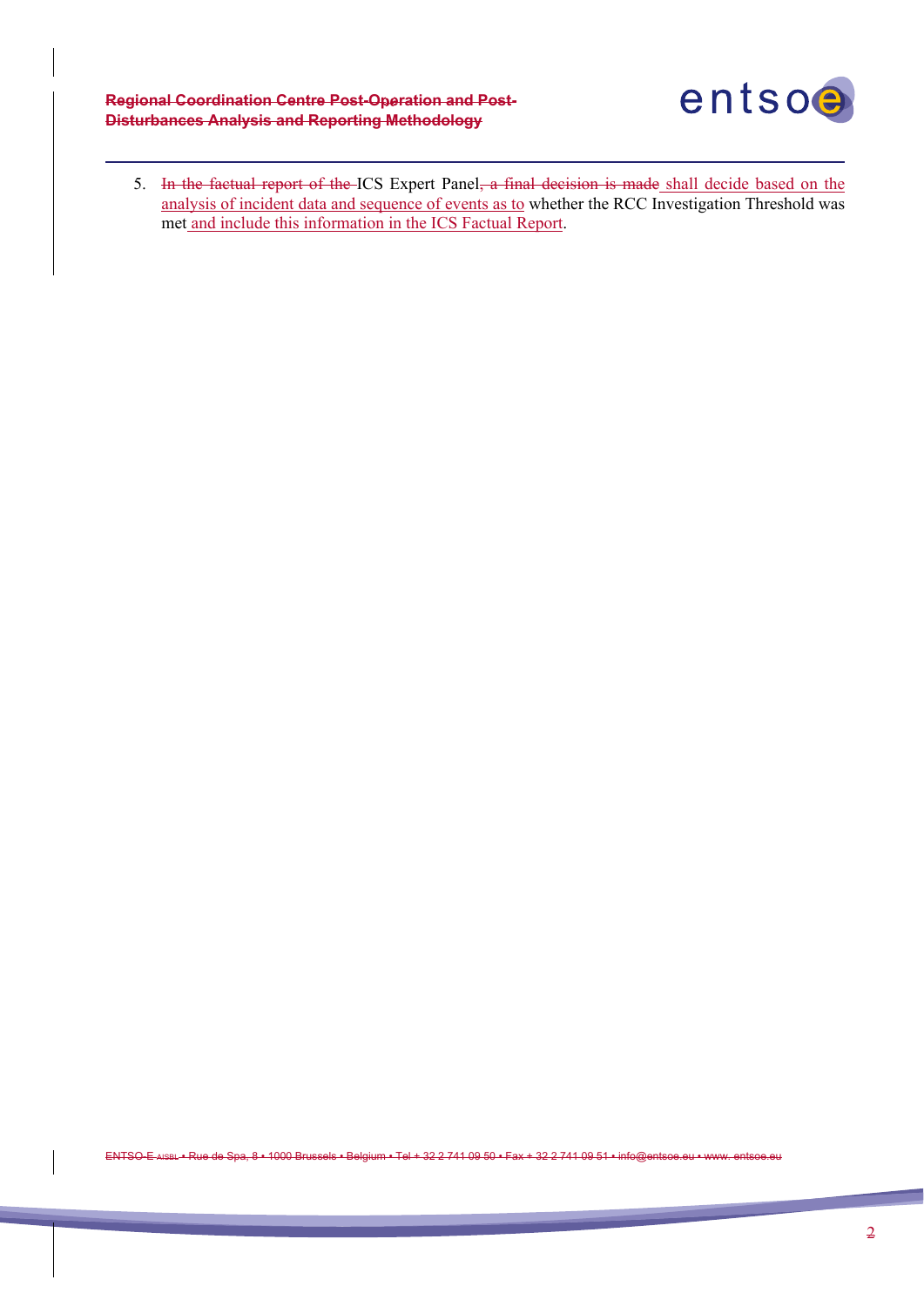5. ~~In the factual report of the~~ ICS Expert Panel~~, a final decision is made~~ shall decide based on the analysis of incident data and sequence of events as to whether the RCC Investigation Threshold was met and include this information in the ICS Factual Report.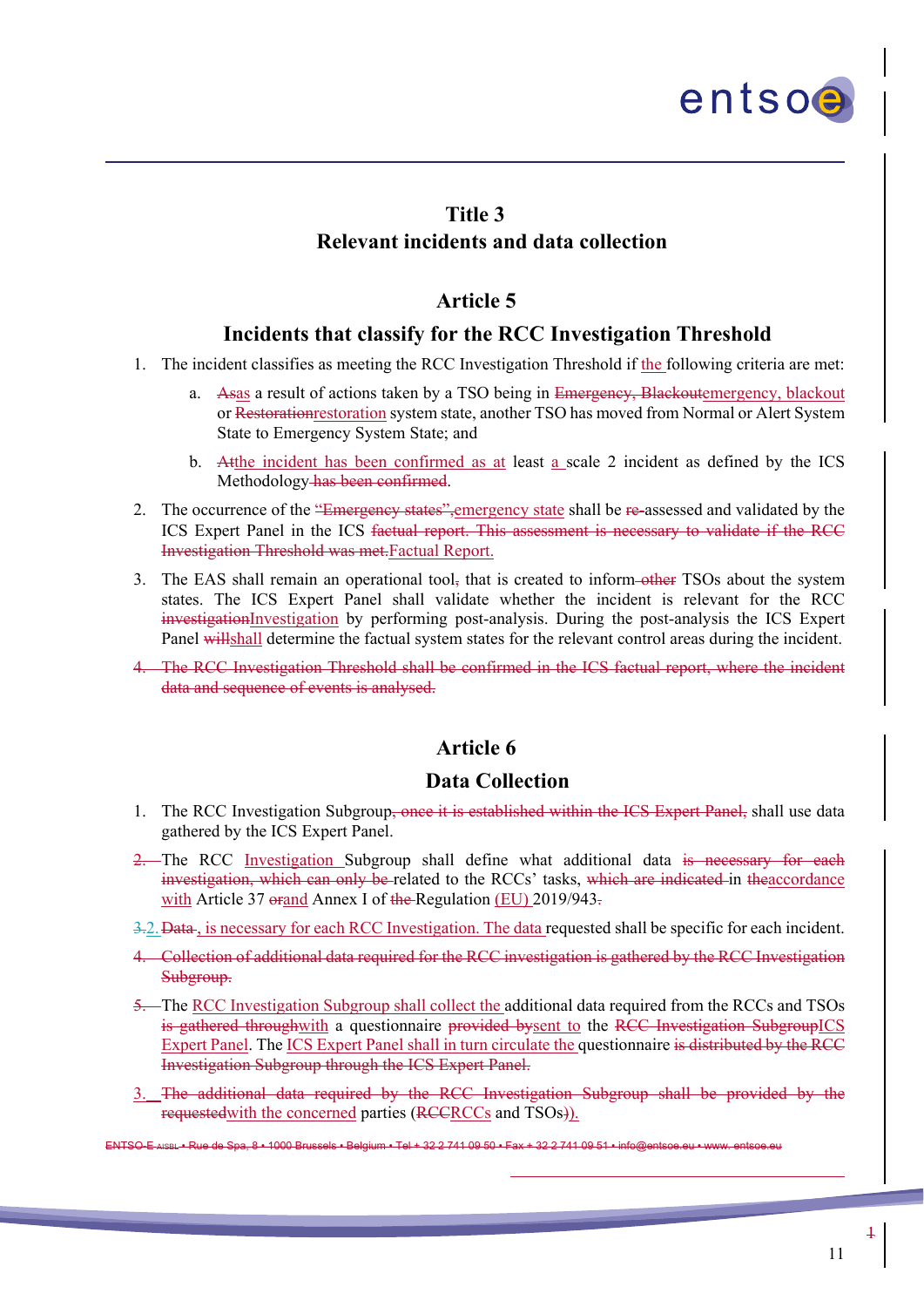# Title 3
# Relevant incidents and data collection

## Article 5

## Incidents that classify for the RCC Investigation Threshold

1. The incident classifies as meeting the RCC Investigation Threshold if the following criteria are met:

   a. ~~As~~as a result of actions taken by a TSO being in ~~Emergency, Blackout~~emergency, blackout or ~~Restoration~~restoration system state, another TSO has moved from Normal or Alert System State to Emergency System State; and

   b. ~~At~~the incident has been confirmed as at least a scale 2 incident as defined by the ICS Methodology ~~has been confirmed~~.

2. The occurrence of the ~~"Emergency states",~~emergency state shall be ~~re-~~assessed and validated by the ICS Expert Panel in the ICS ~~factual report. This assessment is necessary to validate if the RCC Investigation Threshold was met.~~Factual Report.

3. The EAS shall remain an operational tool~~,~~ that is created to inform ~~other~~ TSOs about the system states. The ICS Expert Panel shall validate whether the incident is relevant for the RCC ~~investigation~~Investigation by performing post-analysis. During the post-analysis the ICS Expert Panel ~~will~~shall determine the factual system states for the relevant control areas during the incident.

~~4. The RCC Investigation Threshold shall be confirmed in the ICS factual report, where the incident data and sequence of events is analysed.~~

## Article 6

## Data Collection

1\. The RCC Investigation Subgroup~~, once it is established within the ICS Expert Panel,~~ shall use data gathered by the ICS Expert Panel.

~~2.~~ The RCC Investigation Subgroup shall define what additional data ~~is necessary for each investigation, which can only be~~ related to the RCCs' tasks, ~~which are indicated~~ in ~~the~~accordance with Article 37 ~~or~~and Annex I of ~~the~~ Regulation (EU) 2019/943~~.~~

~~3.~~2. ~~Data~~, is necessary for each RCC Investigation. The data requested shall be specific for each incident.

~~4. Collection of additional data required for the RCC investigation is gathered by the RCC Investigation Subgroup.~~

~~5.~~ The RCC Investigation Subgroup shall collect the additional data required from the RCCs and TSOs ~~is gathered through~~with a questionnaire ~~provided by~~sent to the ~~RCC Investigation Subgroup~~ICS Expert Panel. The ICS Expert Panel shall in turn circulate the questionnaire ~~is distributed by the RCC Investigation Subgroup through the ICS Expert Panel.~~

3\. ~~The additional data required by the RCC Investigation Subgroup shall be provided by the requested~~with the concerned parties (~~RCC~~RCCs and TSOs~~)~~).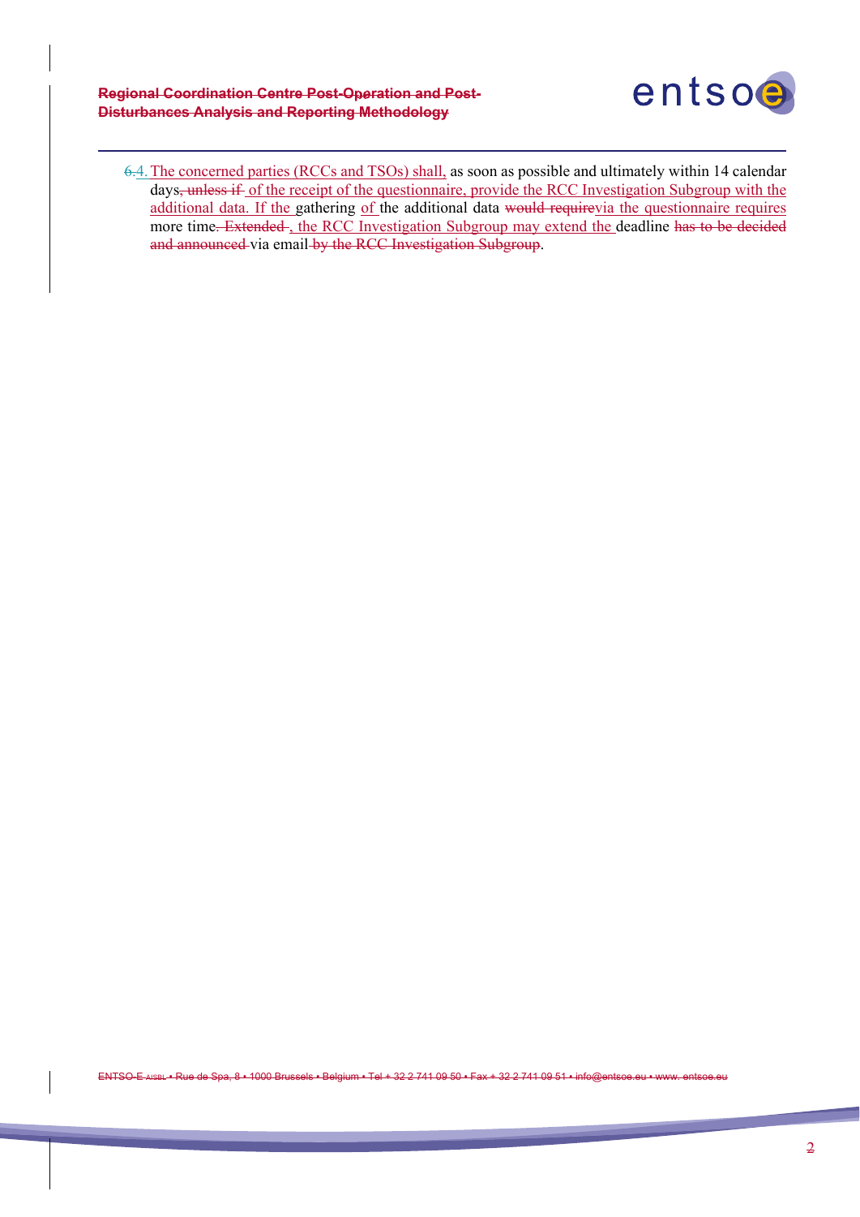~~6.~~4. The concerned parties (RCCs and TSOs) shall, as soon as possible and ultimately within 14 calendar days~~, unless if~~ of the receipt of the questionnaire, provide the RCC Investigation Subgroup with the additional data. If the gathering of the additional data ~~would require~~via the questionnaire requires more time~~. Extended~~ , the RCC Investigation Subgroup may extend the deadline ~~has to be decided and announced~~ via email ~~by the RCC Investigation Subgroup~~.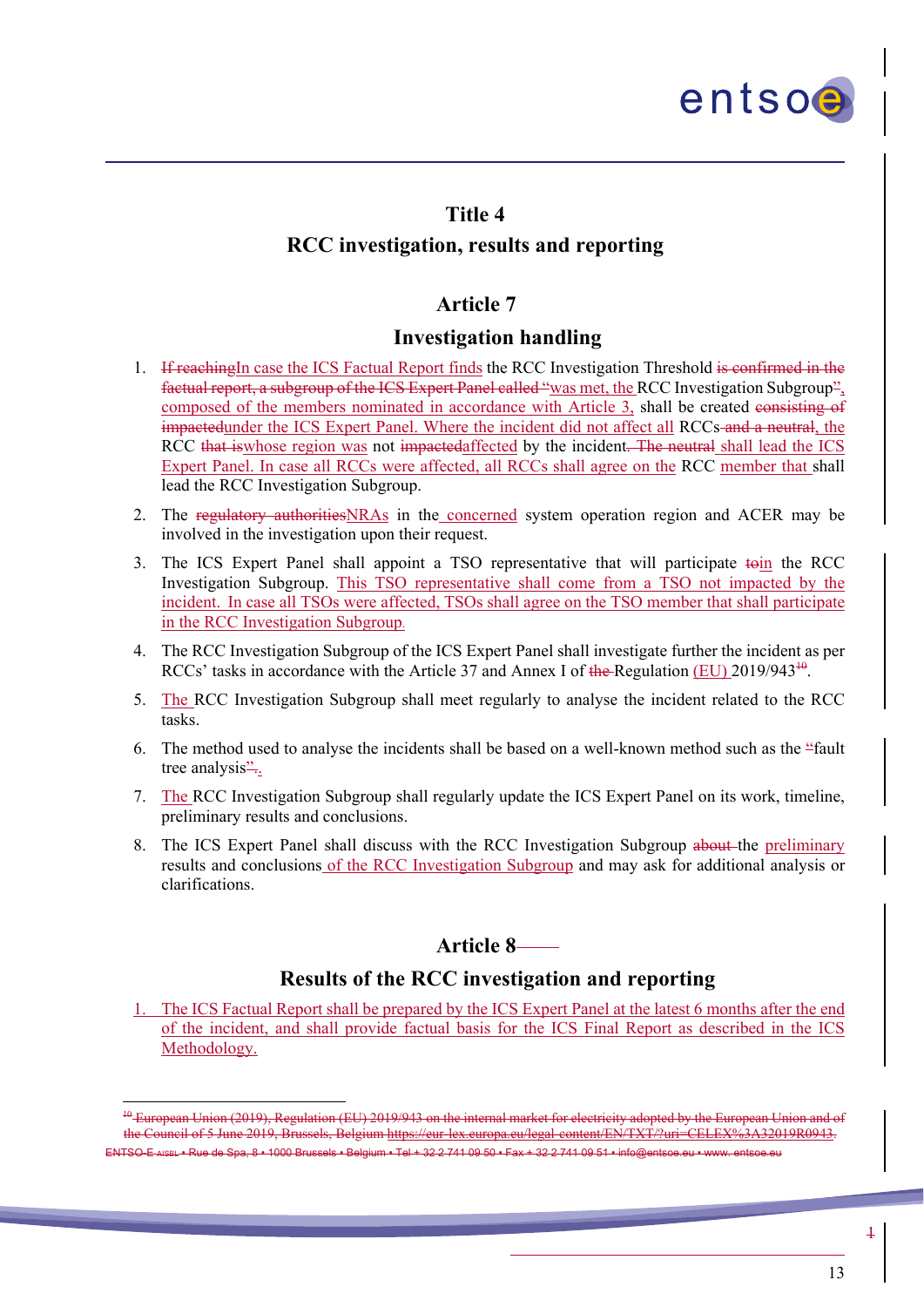# Title 4

# RCC investigation, results and reporting

## Article 7

## Investigation handling

1. ~~If reaching~~In case the ICS Factual Report finds the RCC Investigation Threshold ~~is confirmed in the factual report, a subgroup of the ICS Expert Panel called "~~was met, the RCC Investigation Subgroup~~"~~, composed of the members nominated in accordance with Article 3, shall be created ~~consisting of impacted~~under the ICS Expert Panel. Where the incident did not affect all RCCs~~ and a neutral~~, the RCC ~~that is~~whose region was not ~~impacted~~affected by the incident~~. The neutral~~ shall lead the ICS Expert Panel. In case all RCCs were affected, all RCCs shall agree on the RCC member that shall lead the RCC Investigation Subgroup.

2. The ~~regulatory authorities~~NRAs in the concerned system operation region and ACER may be involved in the investigation upon their request.

3. The ICS Expert Panel shall appoint a TSO representative that will participate ~~to~~in the RCC Investigation Subgroup. This TSO representative shall come from a TSO not impacted by the incident. In case all TSOs were affected, TSOs shall agree on the TSO member that shall participate in the RCC Investigation Subgroup.

4. The RCC Investigation Subgroup of the ICS Expert Panel shall investigate further the incident as per RCCs' tasks in accordance with the Article 37 and Annex I of ~~the~~ Regulation (EU) 2019/943~~[10]~~.

5. The RCC Investigation Subgroup shall meet regularly to analyse the incident related to the RCC tasks.

6. The method used to analyse the incidents shall be based on a well-known method such as the ~~"~~fault tree analysis~~"~~.

7. The RCC Investigation Subgroup shall regularly update the ICS Expert Panel on its work, timeline, preliminary results and conclusions.

8. The ICS Expert Panel shall discuss with the RCC Investigation Subgroup ~~about~~ the preliminary results and conclusions of the RCC Investigation Subgroup and may ask for additional analysis or clarifications.

## Article 8

## Results of the RCC investigation and reporting

1. The ICS Factual Report shall be prepared by the ICS Expert Panel at the latest 6 months after the end of the incident, and shall provide factual basis for the ICS Final Report as described in the ICS Methodology.

---

~~[10] European Union (2019), Regulation (EU) 2019/943 on the internal market for electricity adopted by the European Union and of the Council of 5 June 2019, Brussels, Belgium https://eur-lex.europa.eu/legal-content/EN/TXT/?uri=CELEX%3A32019R0943.~~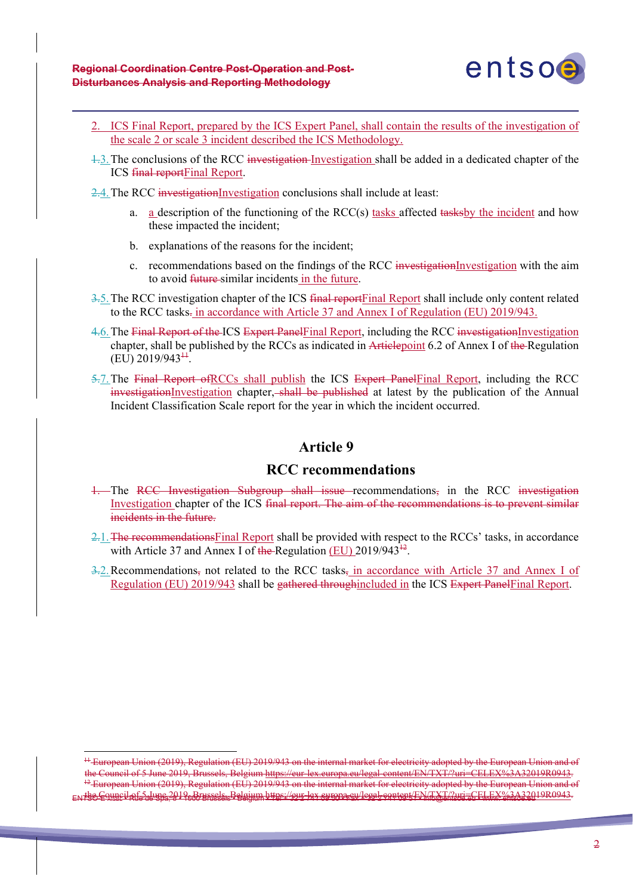2. ICS Final Report, prepared by the ICS Expert Panel, shall contain the results of the investigation of the scale 2 or scale 3 incident described the ICS Methodology.

~~1.~~3. The conclusions of the RCC ~~investigation~~ Investigation shall be added in a dedicated chapter of the ICS ~~final report~~Final Report.

~~2.~~4. The RCC ~~investigation~~Investigation conclusions shall include at least:

a. a description of the functioning of the RCC(s) tasks affected ~~tasks~~by the incident and how these impacted the incident;

b. explanations of the reasons for the incident;

c. recommendations based on the findings of the RCC ~~investigation~~Investigation with the aim to avoid ~~future~~ similar incidents in the future.

~~3.~~5. The RCC investigation chapter of the ICS ~~final report~~Final Report shall include only content related to the RCC tasks~~.~~ in accordance with Article 37 and Annex I of Regulation (EU) 2019/943.

~~4.~~6. The ~~Final Report of the~~ ICS ~~Expert Panel~~Final Report, including the RCC ~~investigation~~Investigation chapter, shall be published by the RCCs as indicated in ~~Article~~point 6.2 of Annex I of ~~the~~ Regulation (EU) 2019/943~~[11]~~.

~~5.~~7. The ~~Final Report of~~RCCs shall publish the ICS ~~Expert Panel~~Final Report, including the RCC ~~investigation~~Investigation chapter, ~~shall be published~~ at latest by the publication of the Annual Incident Classification Scale report for the year in which the incident occurred.

## Article 9

## RCC recommendations

~~1.~~ The ~~RCC Investigation Subgroup shall issue~~ recommendations~~,~~ in the RCC ~~investigation~~ Investigation chapter of the ICS ~~final report. The aim of the recommendations is to prevent similar incidents in the future.~~

~~2.~~1. ~~The recommendations~~Final Report shall be provided with respect to the RCCs' tasks, in accordance with Article 37 and Annex I of ~~the~~ Regulation (EU) 2019/943~~[12]~~.

~~3.~~2. Recommendations~~,~~ not related to the RCC tasks~~,~~ in accordance with Article 37 and Annex I of Regulation (EU) 2019/943 shall be ~~gathered through~~included in the ICS ~~Expert Panel~~Final Report.

---

~~[11] European Union (2019), Regulation (EU) 2019/943 on the internal market for electricity adopted by the European Union and of the Council of 5 June 2019, Brussels, Belgium https://eur-lex.europa.eu/legal-content/EN/TXT/?uri=CELEX%3A32019R0943.~~

~~[12] European Union (2019), Regulation (EU) 2019/943 on the internal market for electricity adopted by the European Union and of the Council of 5 June 2019, Brussels, Belgium https://eur-lex.europa.eu/legal-content/EN/TXT/?uri=CELEX%3A32019R0943.~~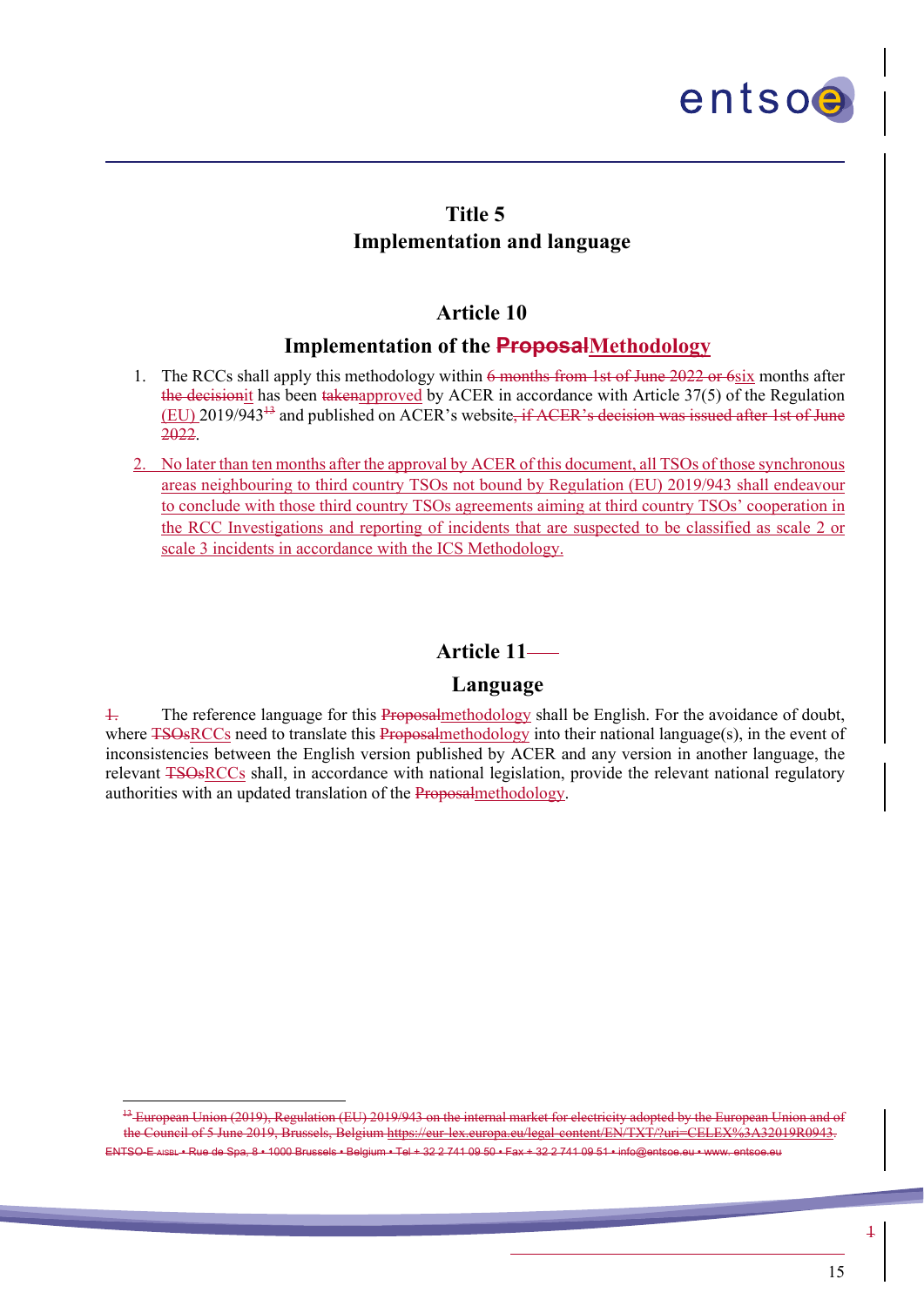# Title 5
# Implementation and language

## Article 10

## Implementation of the ProposalMethodology

1. The RCCs shall apply this methodology within 6 months from 1st of June 2022 or 6six months after the decisionit has been takenapproved by ACER in accordance with Article 37(5) of the Regulation (EU) 2019/943[13] and published on ACER's website, if ACER's decision was issued after 1st of June 2022.

2. No later than ten months after the approval by ACER of this document, all TSOs of those synchronous areas neighbouring to third country TSOs not bound by Regulation (EU) 2019/943 shall endeavour to conclude with those third country TSOs agreements aiming at third country TSOs' cooperation in the RCC Investigations and reporting of incidents that are suspected to be classified as scale 2 or scale 3 incidents in accordance with the ICS Methodology.

## Article 11

## Language

1. The reference language for this Proposalmethodology shall be English. For the avoidance of doubt, where TSOsRCCs need to translate this Proposalmethodology into their national language(s), in the event of inconsistencies between the English version published by ACER and any version in another language, the relevant TSOsRCCs shall, in accordance with national legislation, provide the relevant national regulatory authorities with an updated translation of the Proposalmethodology.

[13] European Union (2019), Regulation (EU) 2019/943 on the internal market for electricity adopted by the European Union and of the Council of 5 June 2019, Brussels, Belgium https://eur-lex.europa.eu/legal-content/EN/TXT/?uri=CELEX%3A32019R0943.